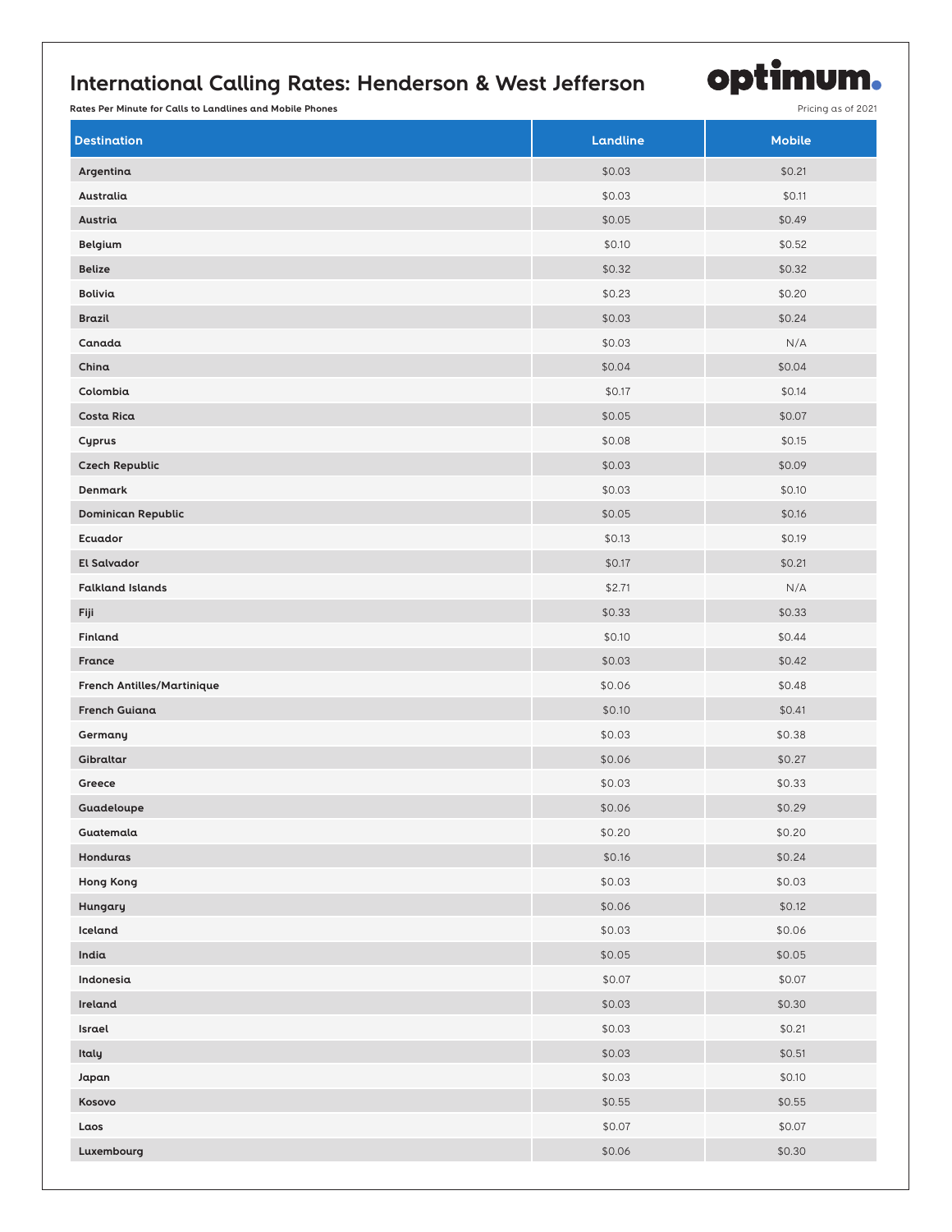# International Calling Rates: Henderson & West Jefferson

optimum.

**Rates Per Minute for Calls to Landlines and Mobile Phones**

Pricing as of 2021

| Destination | Landline | Mobile |
|---|---|---|
| Argentina | $0.03 | $0.21 |
| Australia | $0.03 | $0.11 |
| Austria | $0.05 | $0.49 |
| Belgium | $0.10 | $0.52 |
| Belize | $0.32 | $0.32 |
| Bolivia | $0.23 | $0.20 |
| Brazil | $0.03 | $0.24 |
| Canada | $0.03 | N/A |
| China | $0.04 | $0.04 |
| Colombia | $0.17 | $0.14 |
| Costa Rica | $0.05 | $0.07 |
| Cyprus | $0.08 | $0.15 |
| Czech Republic | $0.03 | $0.09 |
| Denmark | $0.03 | $0.10 |
| Dominican Republic | $0.05 | $0.16 |
| Ecuador | $0.13 | $0.19 |
| El Salvador | $0.17 | $0.21 |
| Falkland Islands | $2.71 | N/A |
| Fiji | $0.33 | $0.33 |
| Finland | $0.10 | $0.44 |
| France | $0.03 | $0.42 |
| French Antilles/Martinique | $0.06 | $0.48 |
| French Guiana | $0.10 | $0.41 |
| Germany | $0.03 | $0.38 |
| Gibraltar | $0.06 | $0.27 |
| Greece | $0.03 | $0.33 |
| Guadeloupe | $0.06 | $0.29 |
| Guatemala | $0.20 | $0.20 |
| Honduras | $0.16 | $0.24 |
| Hong Kong | $0.03 | $0.03 |
| Hungary | $0.06 | $0.12 |
| Iceland | $0.03 | $0.06 |
| India | $0.05 | $0.05 |
| Indonesia | $0.07 | $0.07 |
| Ireland | $0.03 | $0.30 |
| Israel | $0.03 | $0.21 |
| Italy | $0.03 | $0.51 |
| Japan | $0.03 | $0.10 |
| Kosovo | $0.55 | $0.55 |
| Laos | $0.07 | $0.07 |
| Luxembourg | $0.06 | $0.30 |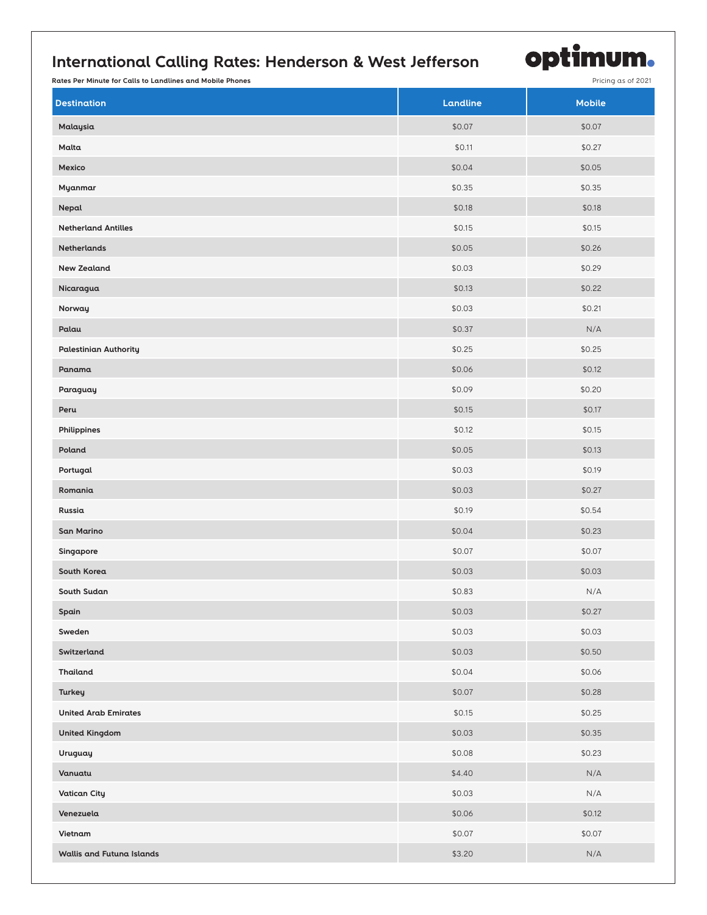# International Calling Rates: Henderson & West Jefferson

optimum.

**Rates Per Minute for Calls to Landlines and Mobile Phones**

Pricing as of 2021

| Destination | Landline | Mobile |
| --- | --- | --- |
| Malaysia | $0.07 | $0.07 |
| Malta | $0.11 | $0.27 |
| Mexico | $0.04 | $0.05 |
| Myanmar | $0.35 | $0.35 |
| Nepal | $0.18 | $0.18 |
| Netherland Antilles | $0.15 | $0.15 |
| Netherlands | $0.05 | $0.26 |
| New Zealand | $0.03 | $0.29 |
| Nicaragua | $0.13 | $0.22 |
| Norway | $0.03 | $0.21 |
| Palau | $0.37 | N/A |
| Palestinian Authority | $0.25 | $0.25 |
| Panama | $0.06 | $0.12 |
| Paraguay | $0.09 | $0.20 |
| Peru | $0.15 | $0.17 |
| Philippines | $0.12 | $0.15 |
| Poland | $0.05 | $0.13 |
| Portugal | $0.03 | $0.19 |
| Romania | $0.03 | $0.27 |
| Russia | $0.19 | $0.54 |
| San Marino | $0.04 | $0.23 |
| Singapore | $0.07 | $0.07 |
| South Korea | $0.03 | $0.03 |
| South Sudan | $0.83 | N/A |
| Spain | $0.03 | $0.27 |
| Sweden | $0.03 | $0.03 |
| Switzerland | $0.03 | $0.50 |
| Thailand | $0.04 | $0.06 |
| Turkey | $0.07 | $0.28 |
| United Arab Emirates | $0.15 | $0.25 |
| United Kingdom | $0.03 | $0.35 |
| Uruguay | $0.08 | $0.23 |
| Vanuatu | $4.40 | N/A |
| Vatican City | $0.03 | N/A |
| Venezuela | $0.06 | $0.12 |
| Vietnam | $0.07 | $0.07 |
| Wallis and Futuna Islands | $3.20 | N/A |